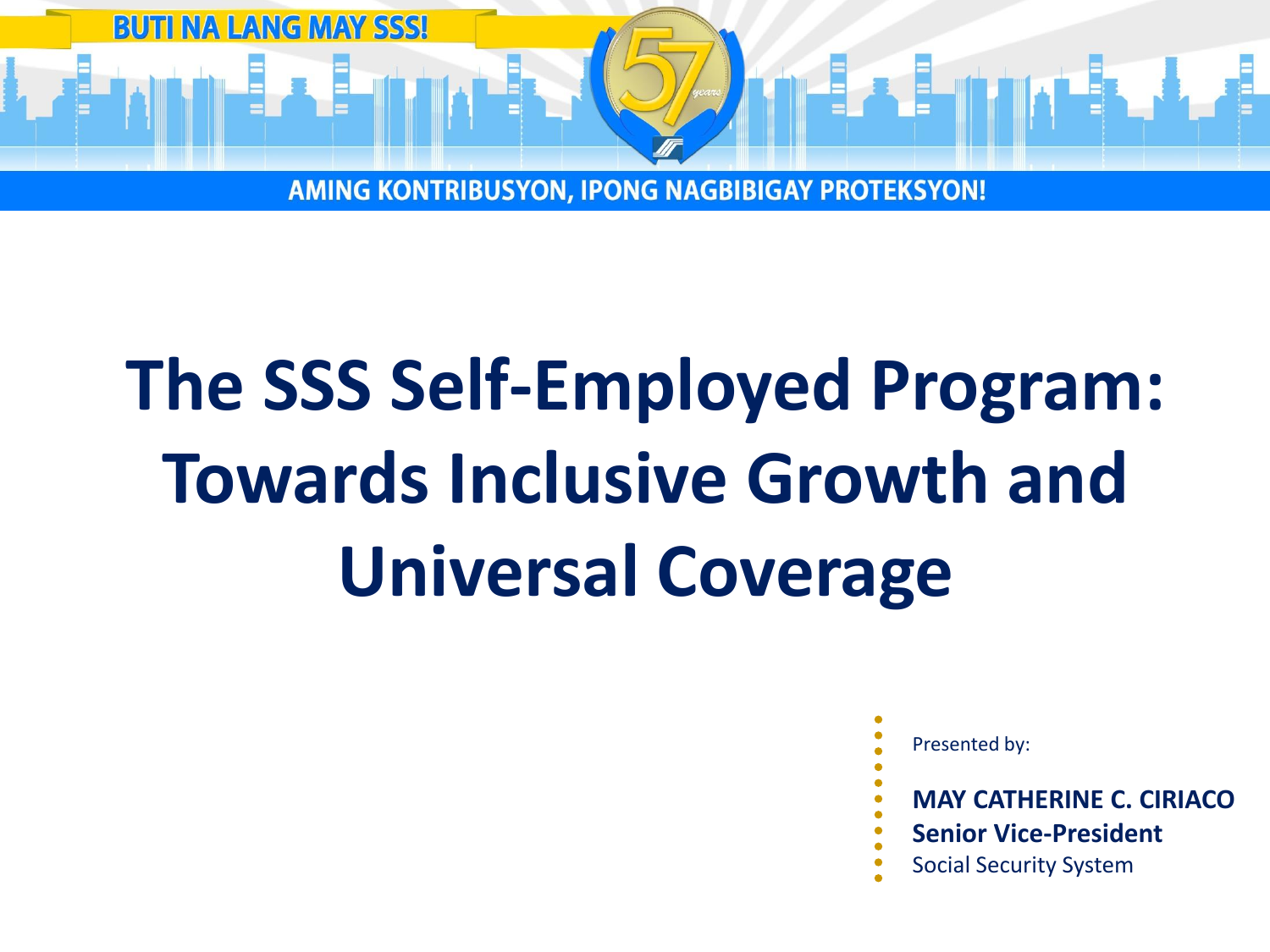BUTI NA LANG MAY SSS!

AMING KONTRIBUSYON, IPONG NAGBIBIGAY PROTEKSYON!

# The SSS Self-Employed Program: Towards Inclusive Growth and Universal Coverage

Presented by:

**MAY CATHERINE C. CIRIACO**
**Senior Vice-President**
Social Security System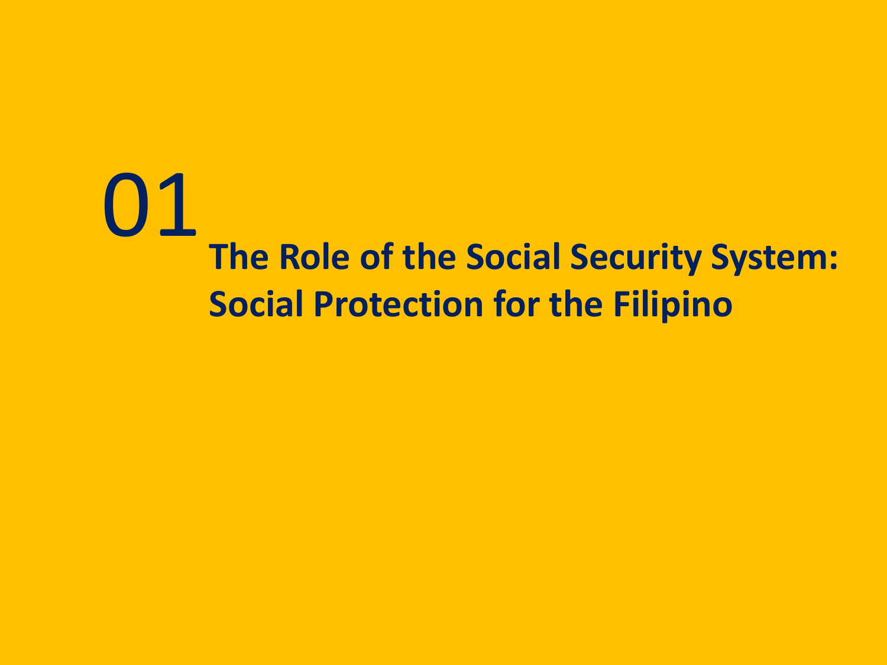# 01 The Role of the Social Security System: Social Protection for the Filipino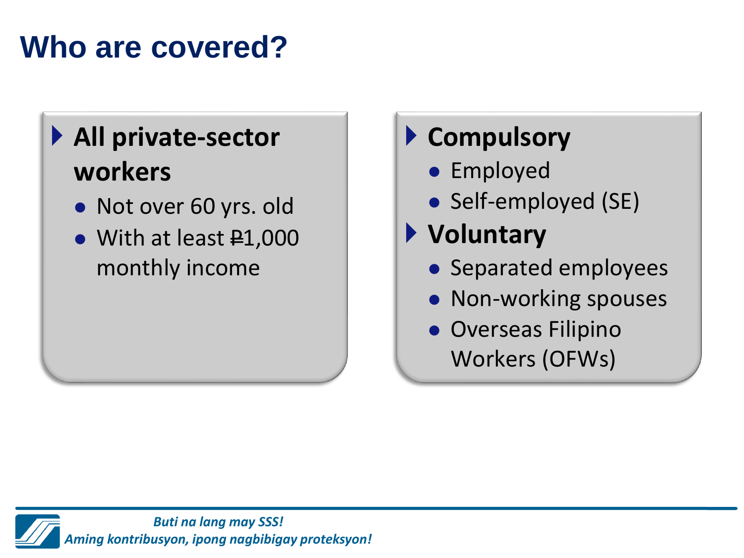# Who are covered?

- **All private-sector workers**
  - Not over 60 yrs. old
  - With at least ₱1,000 monthly income

- **Compulsory**
  - Employed
  - Self-employed (SE)
- **Voluntary**
  - Separated employees
  - Non-working spouses
  - Overseas Filipino Workers (OFWs)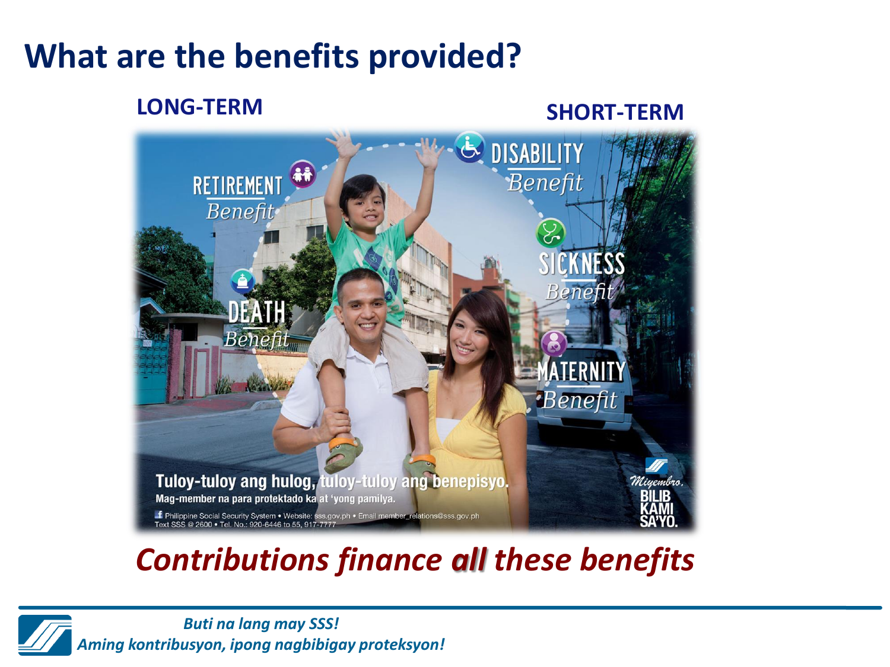# What are the benefits provided?

**LONG-TERM**

**SHORT-TERM**

RETIREMENT Benefit

DEATH Benefit

DISABILITY Benefit

SICKNESS Benefit

MATERNITY Benefit

Tuloy-tuloy ang hulog, tuloy-tuloy ang benepisyo.

Mag-member na para protektado ka at 'yong pamilya.

Philippine Social Security System • Website: sss.gov.ph • Email member_relations@sss.gov.ph
Text SSS @ 2600 • Tel. No.: 920-6446 to 55, 917-7777

Miyembro, BILIB KAMI SA'YO.

***Contributions finance all these benefits***

*Buti na lang may SSS!*
*Aming kontribusyon, ipong nagbibigay proteksyon!*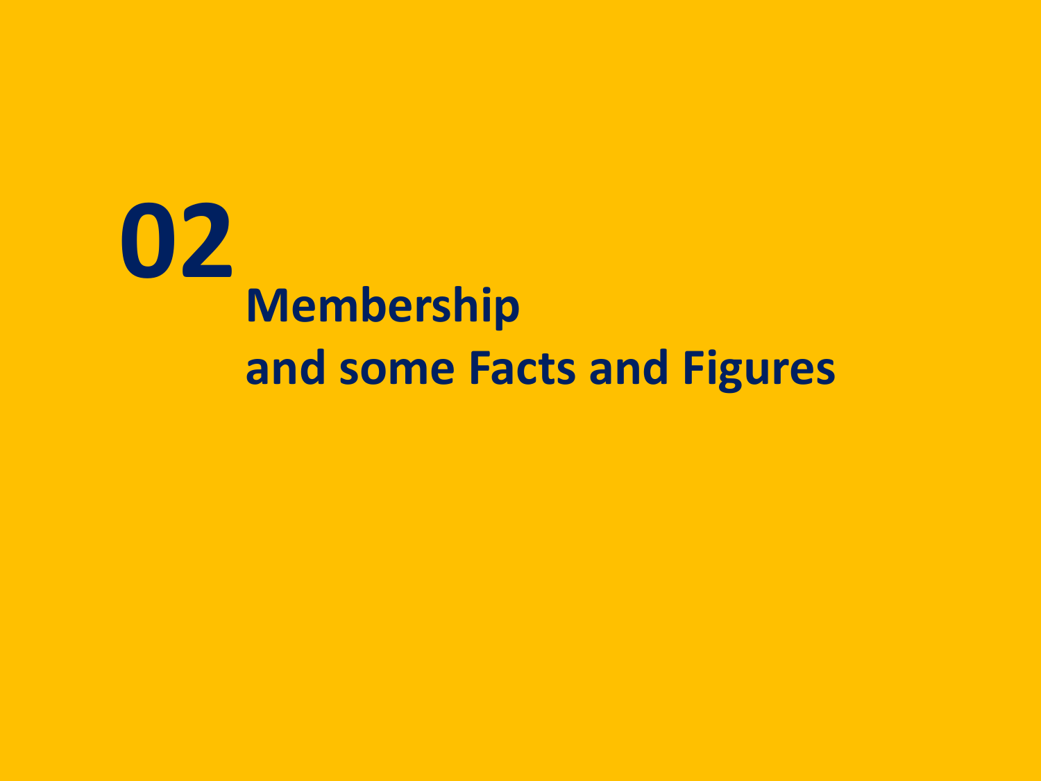# 02 Membership and some Facts and Figures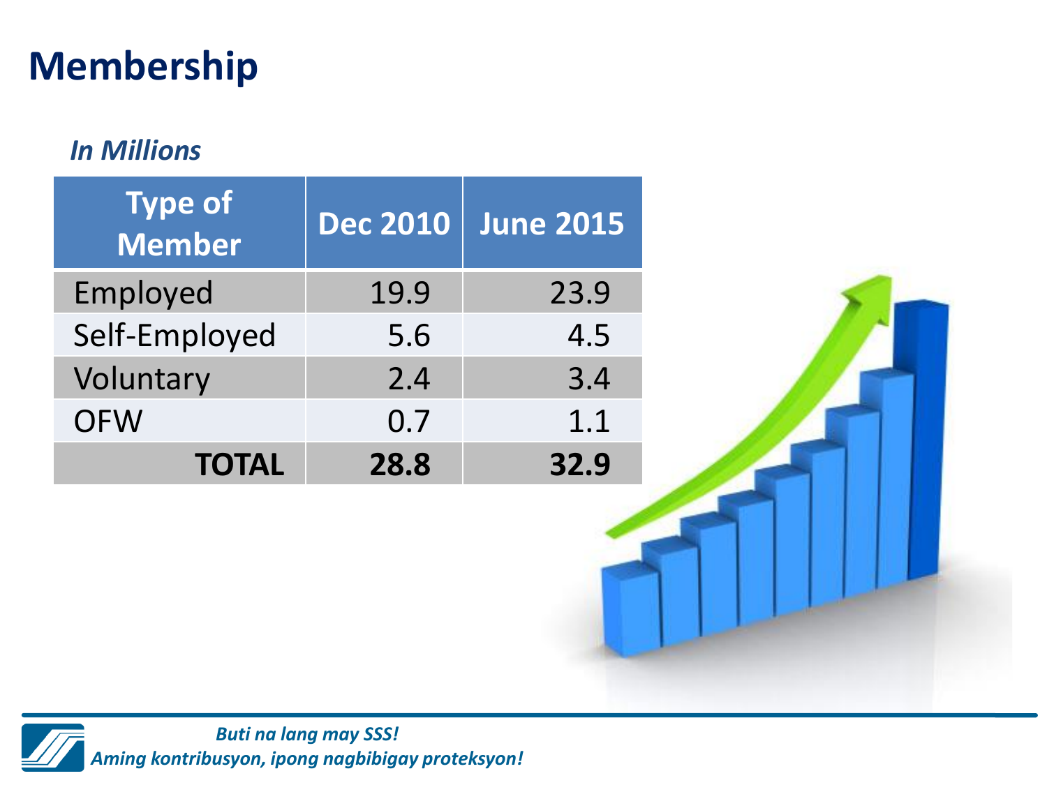# Membership

*In Millions*

| Type of Member | Dec 2010 | June 2015 |
|---|---|---|
| Employed | 19.9 | 23.9 |
| Self-Employed | 5.6 | 4.5 |
| Voluntary | 2.4 | 3.4 |
| OFW | 0.7 | 1.1 |
| **TOTAL** | **28.8** | **32.9** |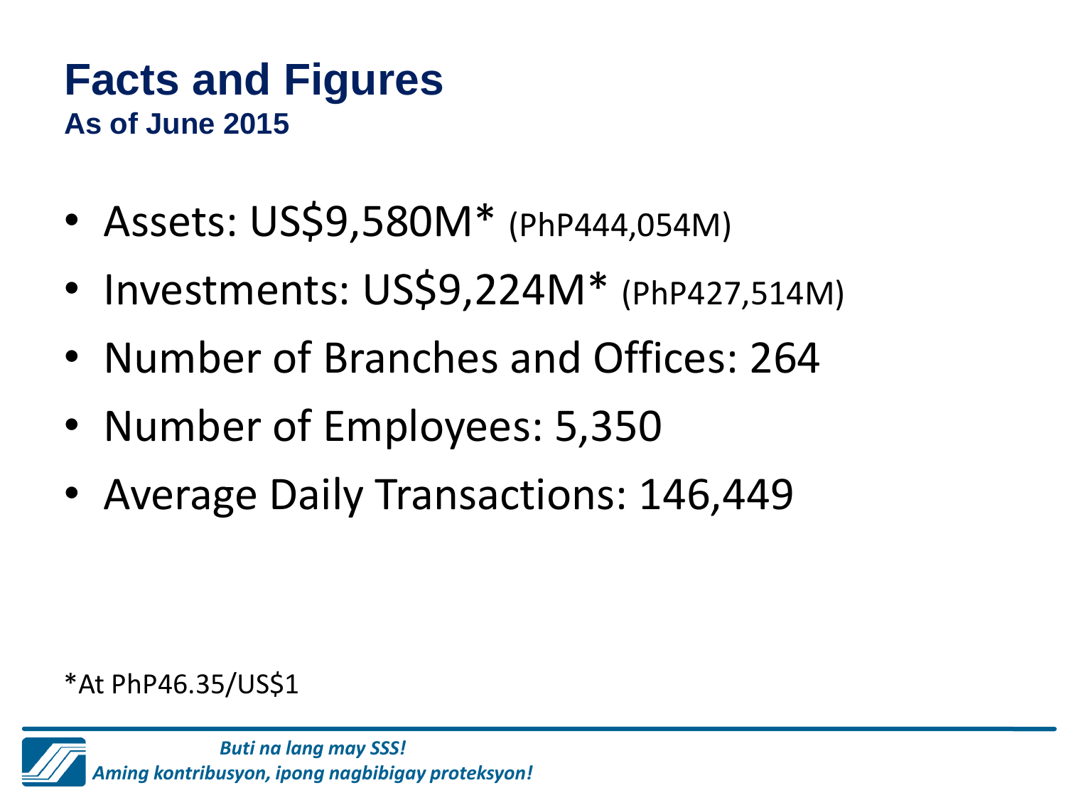# Facts and Figures

## As of June 2015

- Assets: US$9,580M* (PhP444,054M)
- Investments: US$9,224M* (PhP427,514M)
- Number of Branches and Offices: 264
- Number of Employees: 5,350
- Average Daily Transactions: 146,449

*At PhP46.35/US$1

*Buti na lang may SSS!*
*Aming kontribusyon, ipong nagbibigay proteksyon!*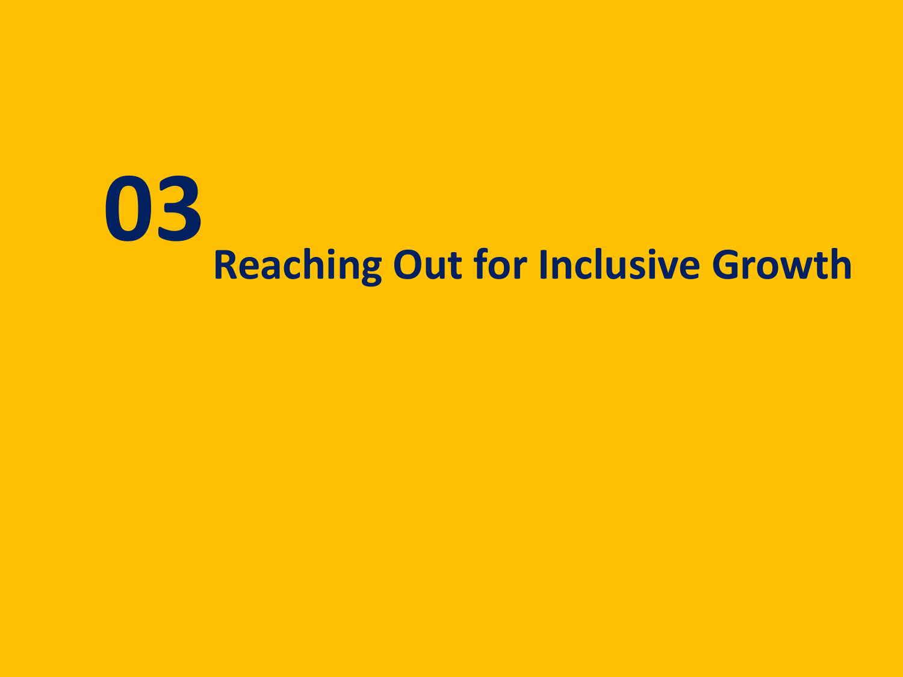# 03

# Reaching Out for Inclusive Growth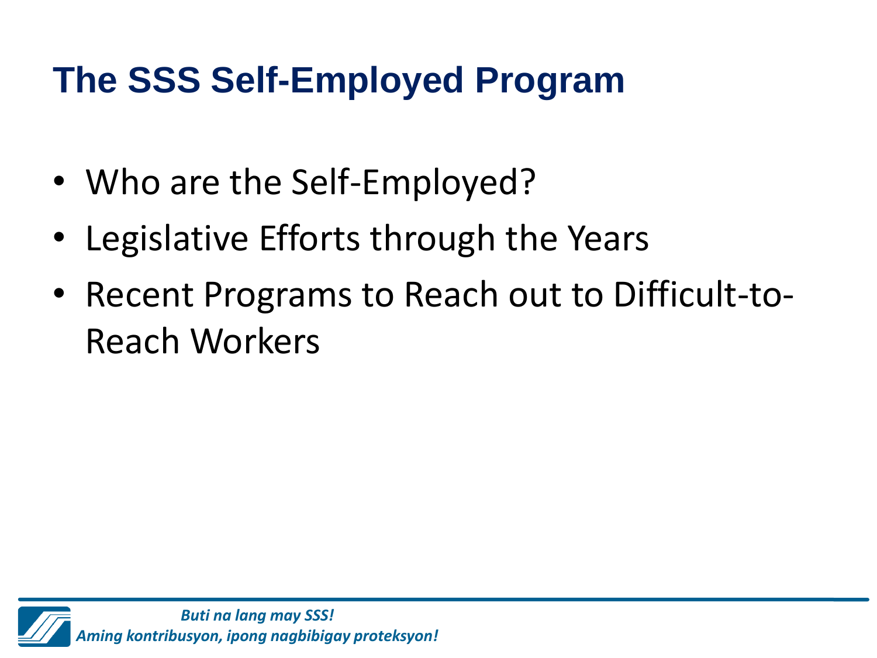# The SSS Self-Employed Program

- Who are the Self-Employed?
- Legislative Efforts through the Years
- Recent Programs to Reach out to Difficult-to-Reach Workers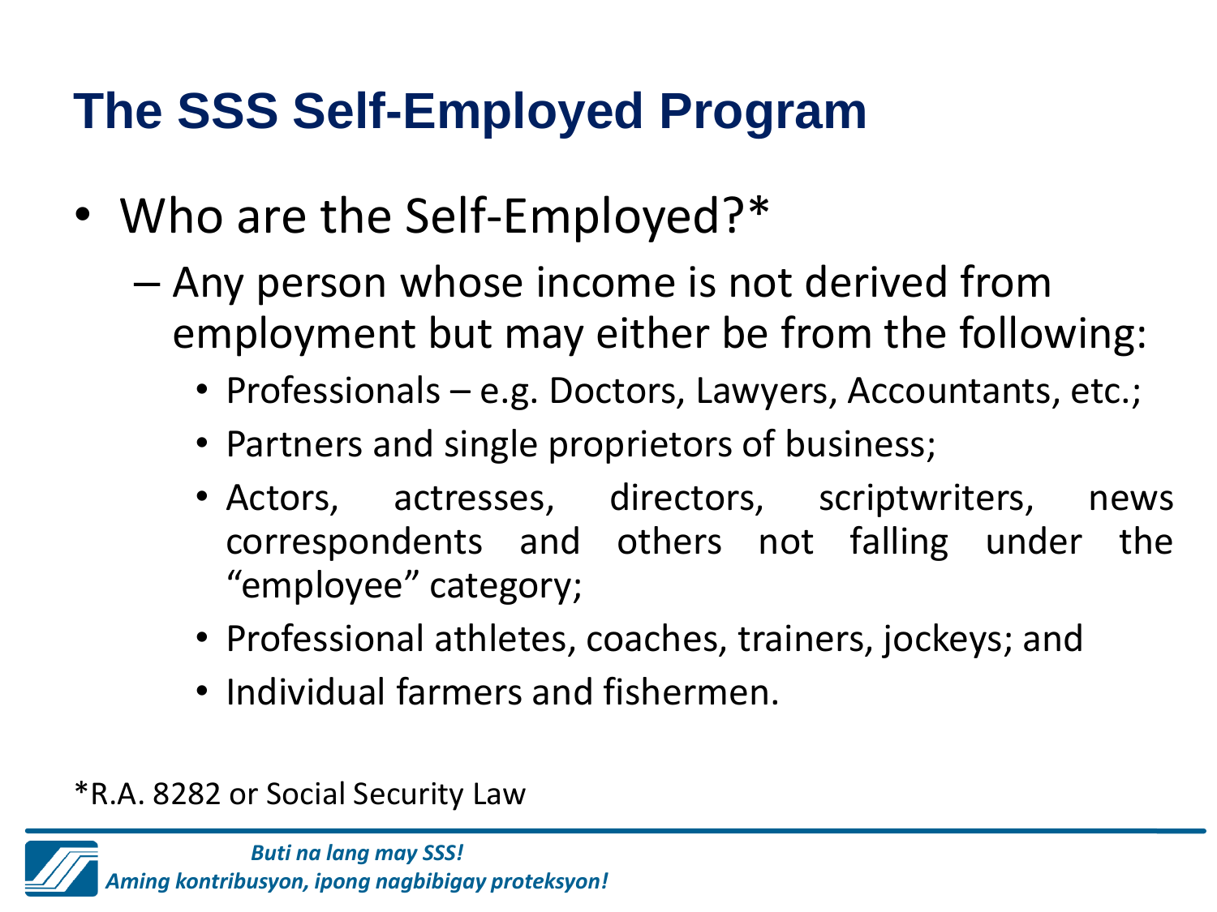# The SSS Self-Employed Program

- Who are the Self-Employed?*
  - Any person whose income is not derived from employment but may either be from the following:
    - Professionals – e.g. Doctors, Lawyers, Accountants, etc.;
    - Partners and single proprietors of business;
    - Actors, actresses, directors, scriptwriters, news correspondents and others not falling under the "employee" category;
    - Professional athletes, coaches, trainers, jockeys; and
    - Individual farmers and fishermen.

*R.A. 8282 or Social Security Law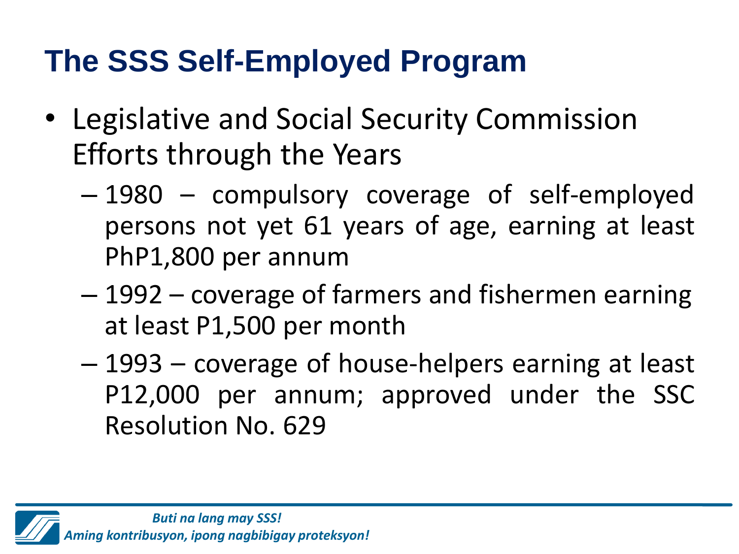# The SSS Self-Employed Program

- Legislative and Social Security Commission Efforts through the Years
  - 1980 – compulsory coverage of self-employed persons not yet 61 years of age, earning at least PhP1,800 per annum
  - 1992 – coverage of farmers and fishermen earning at least P1,500 per month
  - 1993 – coverage of house-helpers earning at least P12,000 per annum; approved under the SSC Resolution No. 629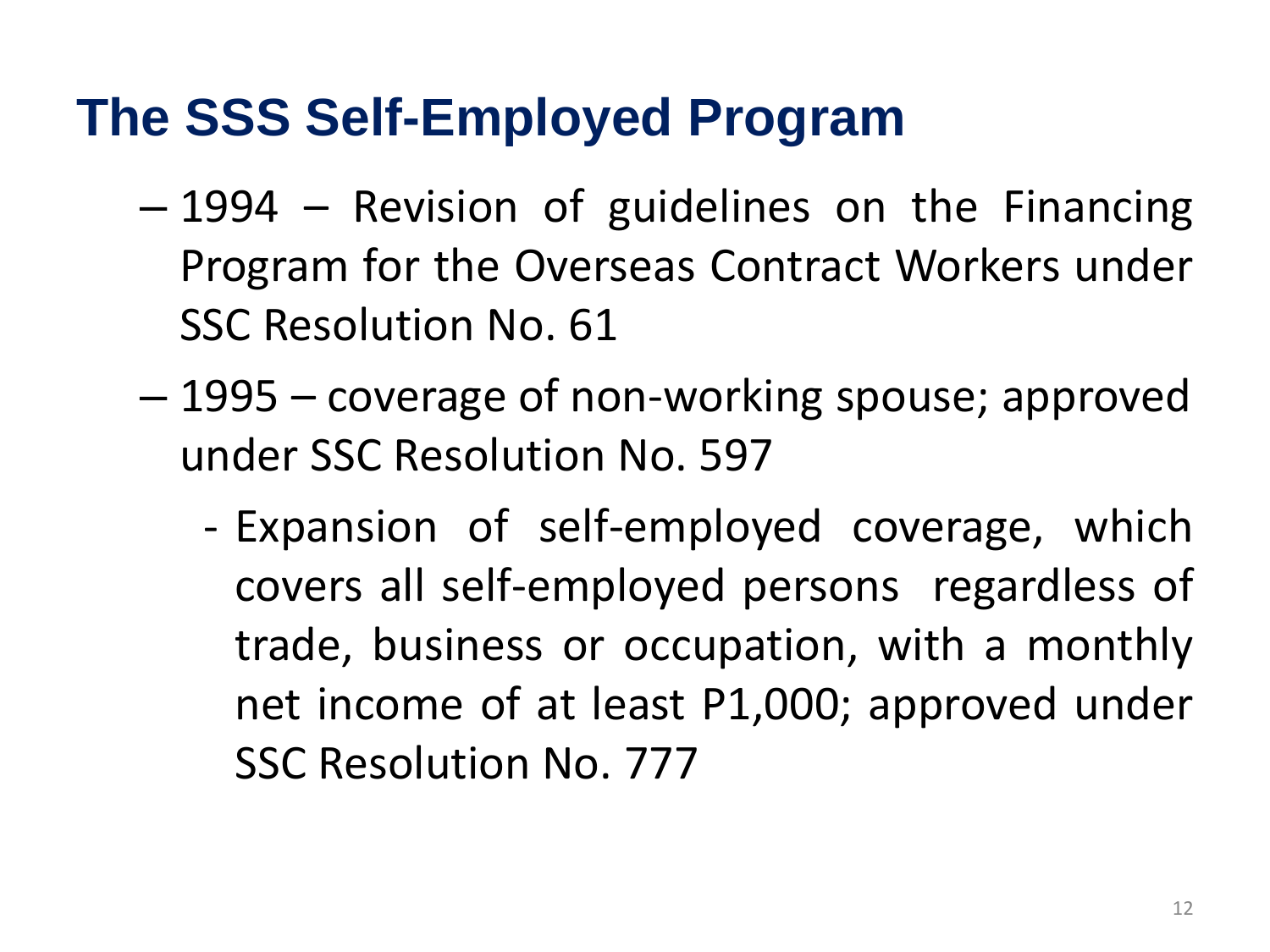# The SSS Self-Employed Program

- 1994 – Revision of guidelines on the Financing Program for the Overseas Contract Workers under SSC Resolution No. 61
- 1995 – coverage of non-working spouse; approved under SSC Resolution No. 597
  - Expansion of self-employed coverage, which covers all self-employed persons regardless of trade, business or occupation, with a monthly net income of at least P1,000; approved under SSC Resolution No. 777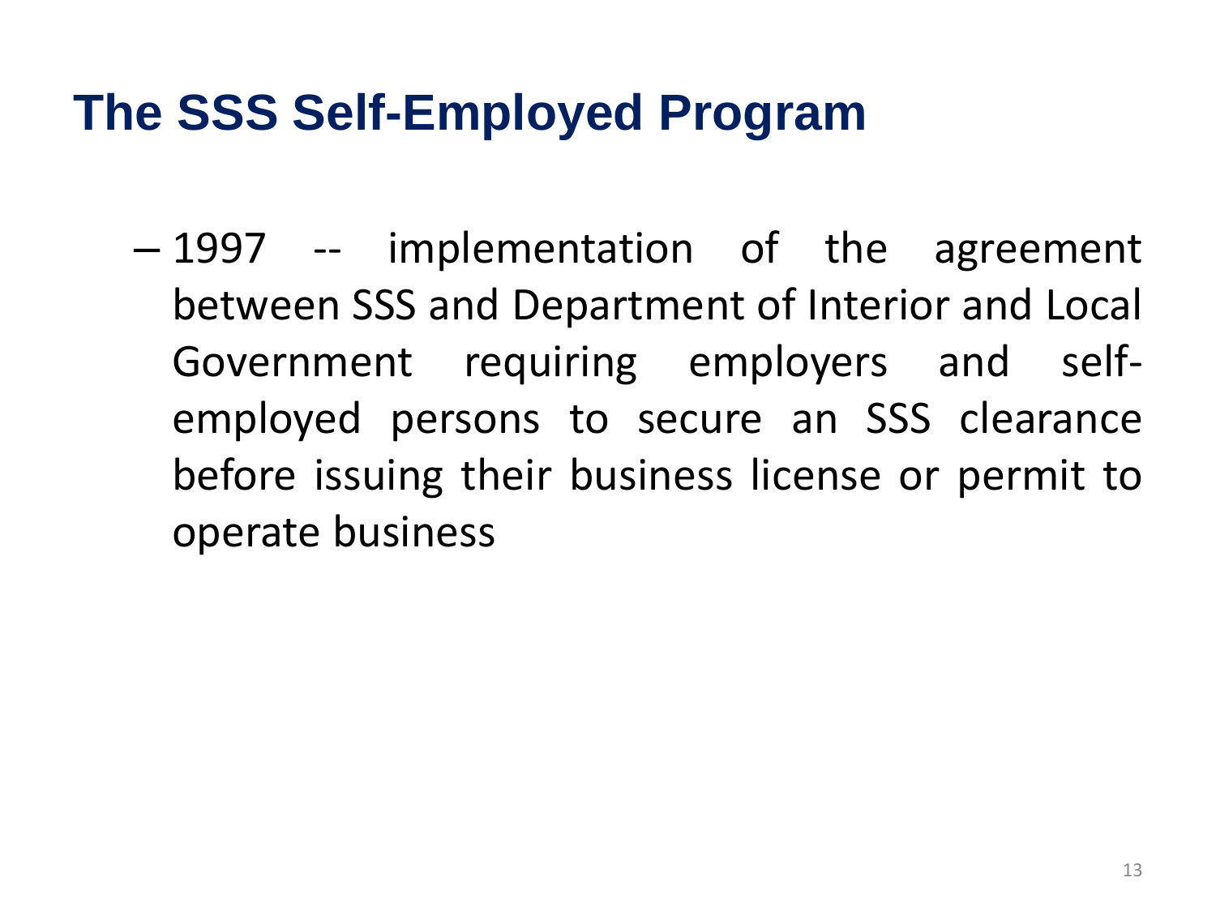# The SSS Self-Employed Program

- 1997 -- implementation of the agreement between SSS and Department of Interior and Local Government requiring employers and self-employed persons to secure an SSS clearance before issuing their business license or permit to operate business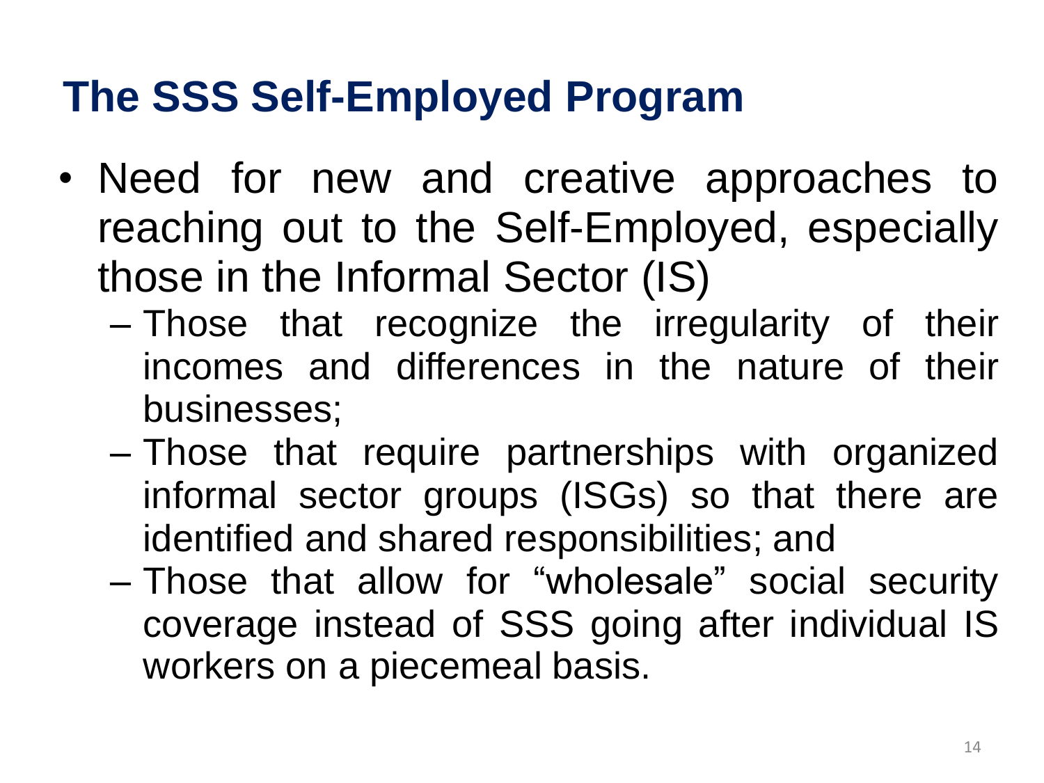# The SSS Self-Employed Program

- Need for new and creative approaches to reaching out to the Self-Employed, especially those in the Informal Sector (IS)
  - Those that recognize the irregularity of their incomes and differences in the nature of their businesses;
  - Those that require partnerships with organized informal sector groups (ISGs) so that there are identified and shared responsibilities; and
  - Those that allow for "wholesale" social security coverage instead of SSS going after individual IS workers on a piecemeal basis.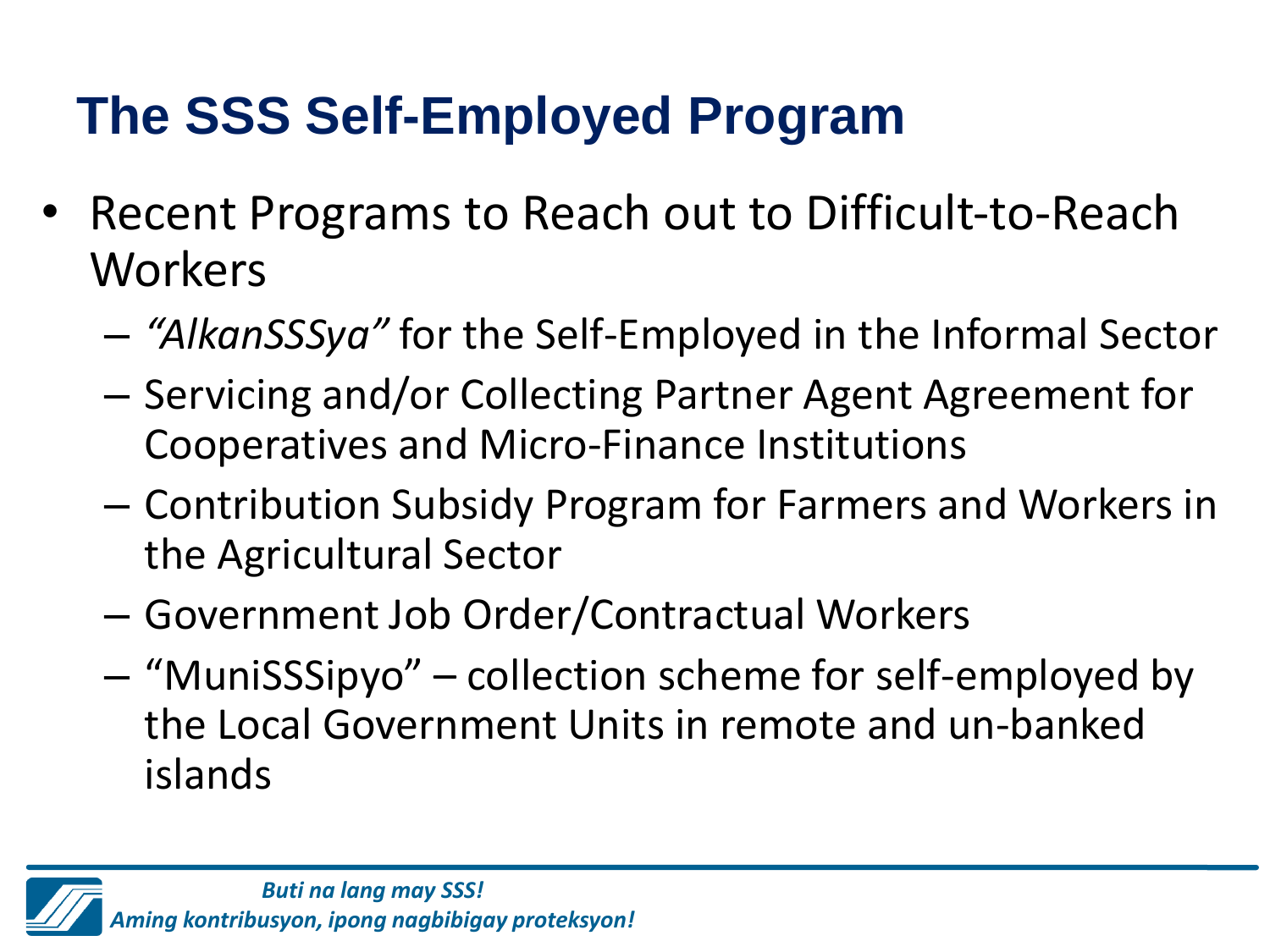# The SSS Self-Employed Program

- Recent Programs to Reach out to Difficult-to-Reach Workers
  - *"AlkanSSSya"* for the Self-Employed in the Informal Sector
  - Servicing and/or Collecting Partner Agent Agreement for Cooperatives and Micro-Finance Institutions
  - Contribution Subsidy Program for Farmers and Workers in the Agricultural Sector
  - Government Job Order/Contractual Workers
  - "MuniSSSipyo" – collection scheme for self-employed by the Local Government Units in remote and un-banked islands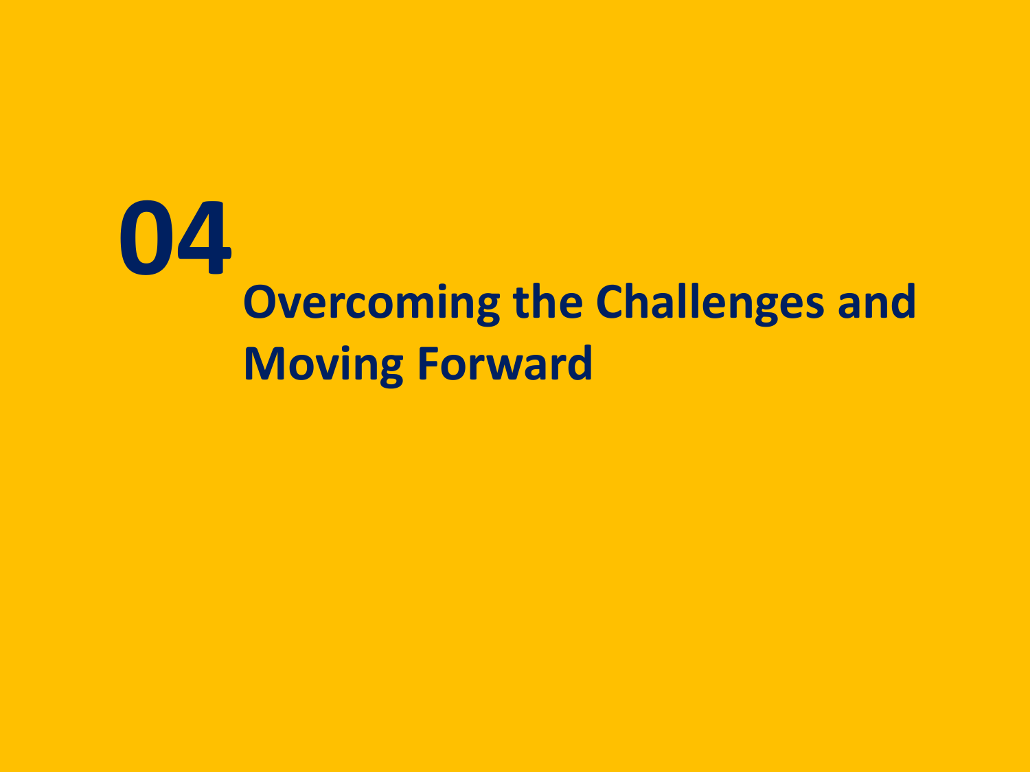# 04

## Overcoming the Challenges and Moving Forward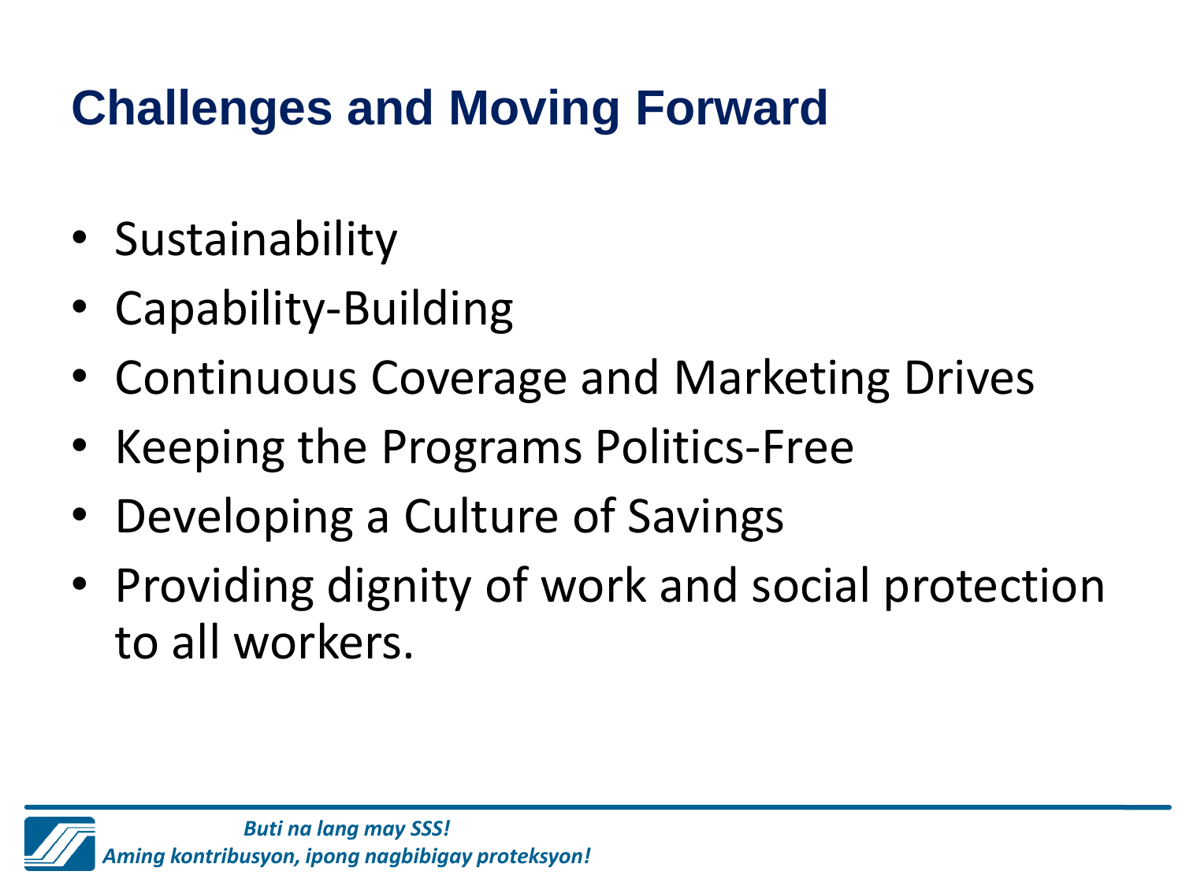# Challenges and Moving Forward

- Sustainability
- Capability-Building
- Continuous Coverage and Marketing Drives
- Keeping the Programs Politics-Free
- Developing a Culture of Savings
- Providing dignity of work and social protection to all workers.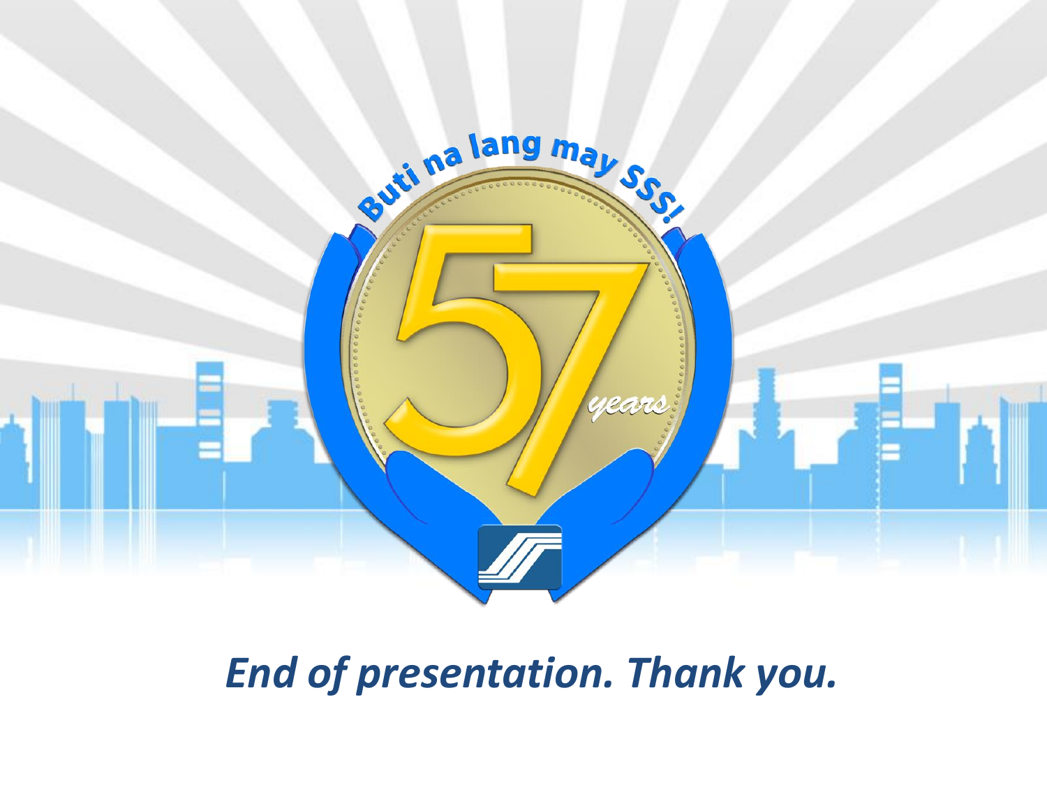Buti na lang may SSS!

57 years

*End of presentation. Thank you.*